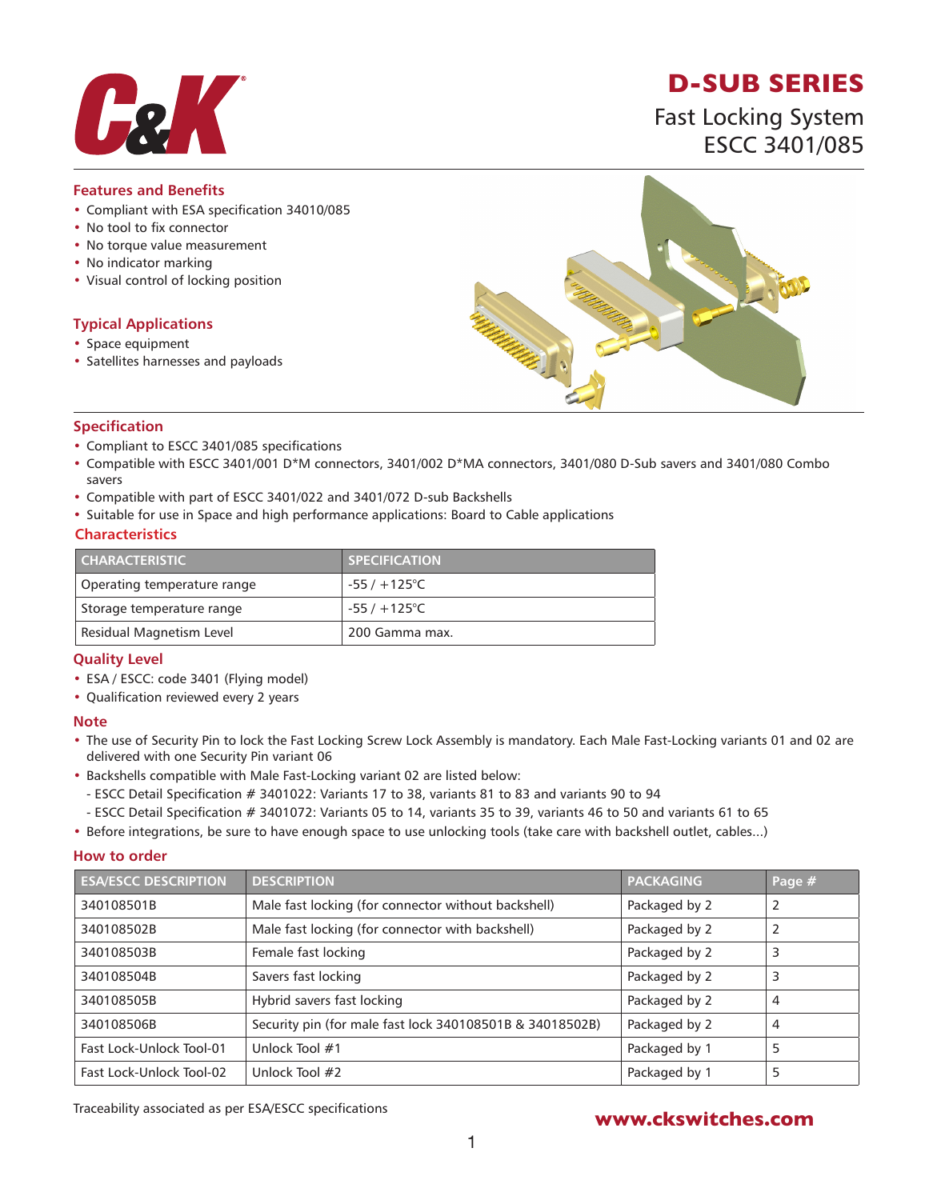# D-SUB SERIES

## Fast Locking System ESCC 3401/085

### Features and Benefits

- Compliant with ESA specification 34010/085
- No tool to fix connector
- No torque value measurement
- No indicator marking
- Visual control of locking position

### Typical Applications

- Space equipment
- Satellites harnesses and payloads

### Specification

- Compliant to ESCC 3401/085 specifications
- Compatible with ESCC 3401/001 D*M connectors, 3401/002 D*MA connectors, 3401/080 D-Sub savers and 3401/080 Combo savers
- Compatible with part of ESCC 3401/022 and 3401/072 D-sub Backshells
- Suitable for use in Space and high performance applications: Board to Cable applications

### Characteristics

| CHARACTERISTIC | SPECIFICATION |
|---|---|
| Operating temperature range | -55 / +125°C |
| Storage temperature range | -55 / +125°C |
| Residual Magnetism Level | 200 Gamma max. |

### Quality Level

- ESA / ESCC: code 3401 (Flying model)
- Qualification reviewed every 2 years

### Note

- The use of Security Pin to lock the Fast Locking Screw Lock Assembly is mandatory. Each Male Fast-Locking variants 01 and 02 are delivered with one Security Pin variant 06
- Backshells compatible with Male Fast-Locking variant 02 are listed below:
  - ESCC Detail Specification # 3401022: Variants 17 to 38, variants 81 to 83 and variants 90 to 94
  - ESCC Detail Specification # 3401072: Variants 05 to 14, variants 35 to 39, variants 46 to 50 and variants 61 to 65
- Before integrations, be sure to have enough space to use unlocking tools (take care with backshell outlet, cables...)

### How to order

| ESA/ESCC DESCRIPTION | DESCRIPTION | PACKAGING | Page # |
|---|---|---|---|
| 340108501B | Male fast locking (for connector without backshell) | Packaged by 2 | 2 |
| 340108502B | Male fast locking (for connector with backshell) | Packaged by 2 | 2 |
| 340108503B | Female fast locking | Packaged by 2 | 3 |
| 340108504B | Savers fast locking | Packaged by 2 | 3 |
| 340108505B | Hybrid savers fast locking | Packaged by 2 | 4 |
| 340108506B | Security pin (for male fast lock 340108501B & 34018502B) | Packaged by 2 | 4 |
| Fast Lock-Unlock Tool-01 | Unlock Tool #1 | Packaged by 1 | 5 |
| Fast Lock-Unlock Tool-02 | Unlock Tool #2 | Packaged by 1 | 5 |

Traceability associated as per ESA/ESCC specifications

www.ckswitches.com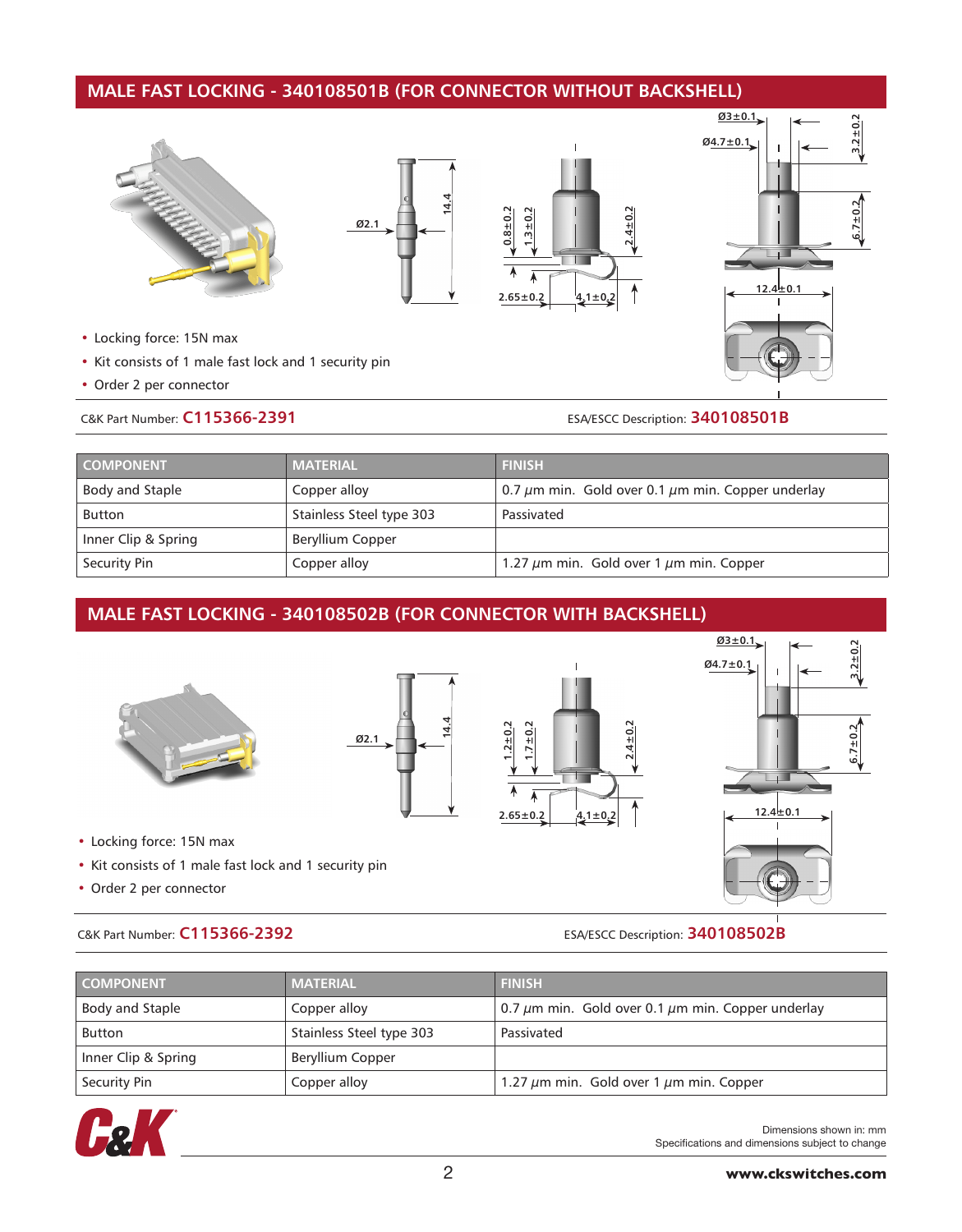## MALE FAST LOCKING - 340108501B (FOR CONNECTOR WITHOUT BACKSHELL)

- Locking force: 15N max
- Kit consists of 1 male fast lock and 1 security pin
- Order 2 per connector

C&K Part Number: **C115366-2391** ESA/ESCC Description: **340108501B**

| COMPONENT | MATERIAL | FINISH |
|---|---|---|
| Body and Staple | Copper alloy | 0.7 µm min. Gold over 0.1 µm min. Copper underlay |
| Button | Stainless Steel type 303 | Passivated |
| Inner Clip & Spring | Beryllium Copper | |
| Security Pin | Copper alloy | 1.27 µm min. Gold over 1 µm min. Copper |

## MALE FAST LOCKING - 340108502B (FOR CONNECTOR WITH BACKSHELL)

- Locking force: 15N max
- Kit consists of 1 male fast lock and 1 security pin
- Order 2 per connector

C&K Part Number: **C115366-2392** ESA/ESCC Description: **340108502B**

| COMPONENT | MATERIAL | FINISH |
|---|---|---|
| Body and Staple | Copper alloy | 0.7 µm min. Gold over 0.1 µm min. Copper underlay |
| Button | Stainless Steel type 303 | Passivated |
| Inner Clip & Spring | Beryllium Copper | |
| Security Pin | Copper alloy | 1.27 µm min. Gold over 1 µm min. Copper |

Dimensions shown in: mm
Specifications and dimensions subject to change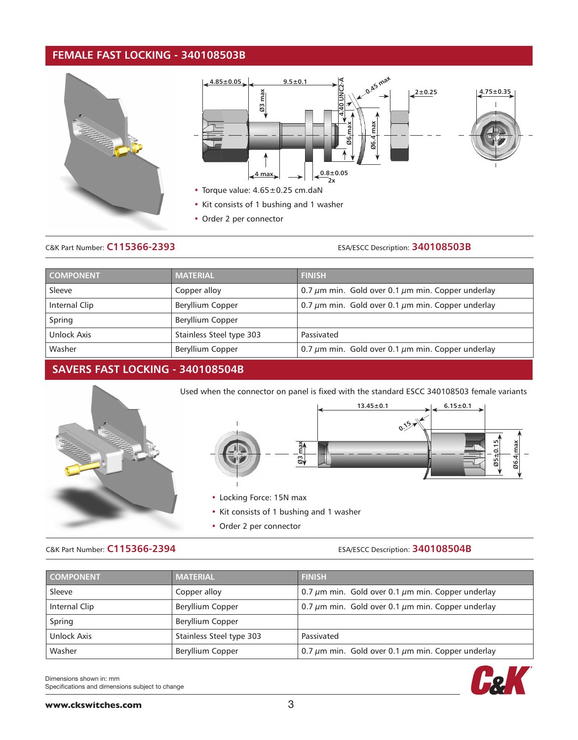## FEMALE FAST LOCKING - 340108503B

- Torque value: 4.65±0.25 cm.daN
- Kit consists of 1 bushing and 1 washer
- Order 2 per connector

C&K Part Number: **C115366-2393**

ESA/ESCC Description: **340108503B**

| COMPONENT | MATERIAL | FINISH |
|---|---|---|
| Sleeve | Copper alloy | 0.7 $\mu$m min. Gold over 0.1 $\mu$m min. Copper underlay |
| Internal Clip | Beryllium Copper | 0.7 $\mu$m min. Gold over 0.1 $\mu$m min. Copper underlay |
| Spring | Beryllium Copper | |
| Unlock Axis | Stainless Steel type 303 | Passivated |
| Washer | Beryllium Copper | 0.7 $\mu$m min. Gold over 0.1 $\mu$m min. Copper underlay |

## SAVERS FAST LOCKING - 340108504B

Used when the connector on panel is fixed with the standard ESCC 340108503 female variants

- Locking Force: 15N max
- Kit consists of 1 bushing and 1 washer
- Order 2 per connector

C&K Part Number: **C115366-2394**

ESA/ESCC Description: **340108504B**

| COMPONENT | MATERIAL | FINISH |
|---|---|---|
| Sleeve | Copper alloy | 0.7 $\mu$m min. Gold over 0.1 $\mu$m min. Copper underlay |
| Internal Clip | Beryllium Copper | 0.7 $\mu$m min. Gold over 0.1 $\mu$m min. Copper underlay |
| Spring | Beryllium Copper | |
| Unlock Axis | Stainless Steel type 303 | Passivated |
| Washer | Beryllium Copper | 0.7 $\mu$m min. Gold over 0.1 $\mu$m min. Copper underlay |

Dimensions shown in: mm
Specifications and dimensions subject to change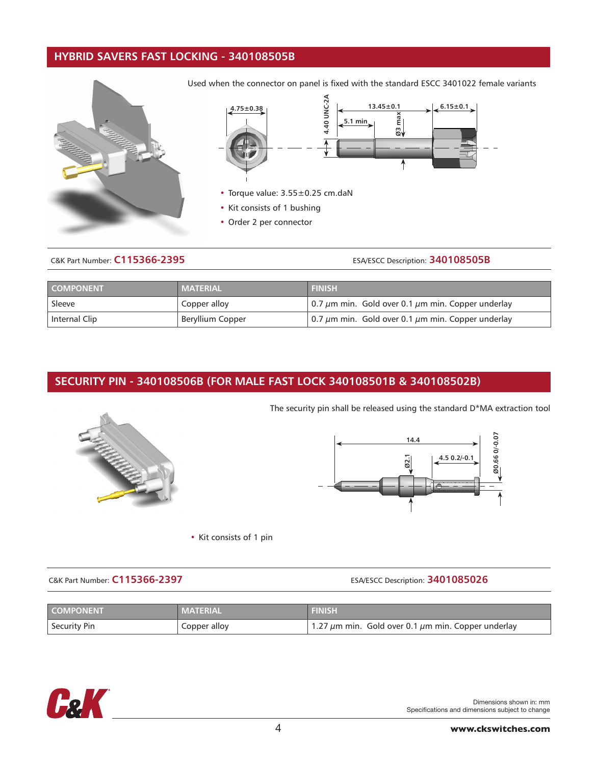## HYBRID SAVERS FAST LOCKING - 340108505B

Used when the connector on panel is fixed with the standard ESCC 3401022 female variants

- Torque value: 3.55±0.25 cm.daN
- Kit consists of 1 bushing
- Order 2 per connector

C&K Part Number: **C115366-2395**

ESA/ESCC Description: **340108505B**

| COMPONENT | MATERIAL | FINISH |
|---|---|---|
| Sleeve | Copper alloy | 0.7 $\mu$m min. Gold over 0.1 $\mu$m min. Copper underlay |
| Internal Clip | Beryllium Copper | 0.7 $\mu$m min. Gold over 0.1 $\mu$m min. Copper underlay |

## SECURITY PIN - 340108506B (FOR MALE FAST LOCK 340108501B & 340108502B)

The security pin shall be released using the standard D*MA extraction tool

- Kit consists of 1 pin

C&K Part Number: **C115366-2397**

ESA/ESCC Description: **3401085026**

| COMPONENT | MATERIAL | FINISH |
|---|---|---|
| Security Pin | Copper alloy | 1.27 $\mu$m min. Gold over 0.1 $\mu$m min. Copper underlay |

Dimensions shown in: mm
Specifications and dimensions subject to change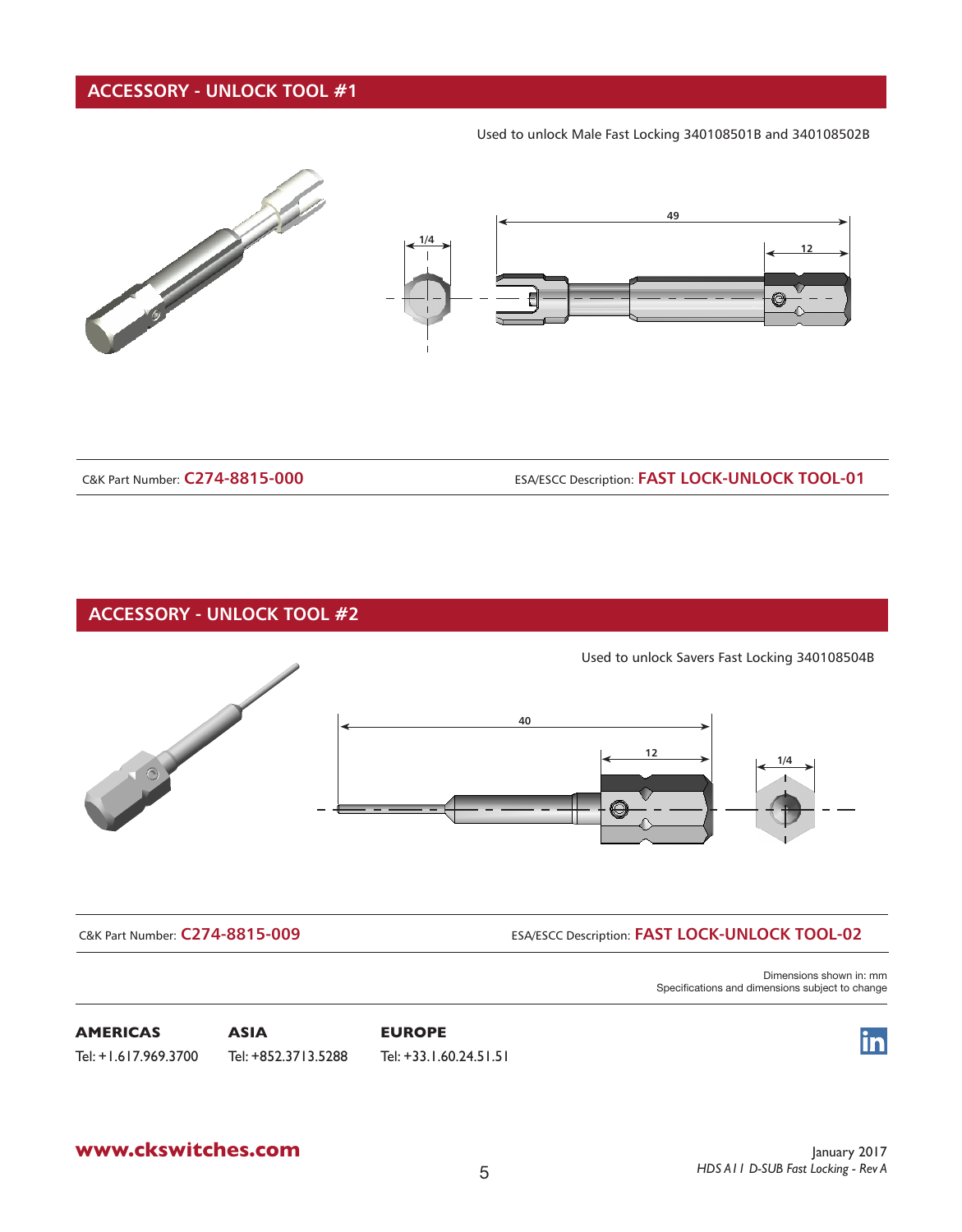## ACCESSORY - UNLOCK TOOL #1

Used to unlock Male Fast Locking 340108501B and 340108502B

49

12

1/4

C&K Part Number: **C274-8815-000**

ESA/ESCC Description: **FAST LOCK-UNLOCK TOOL-01**

## ACCESSORY - UNLOCK TOOL #2

Used to unlock Savers Fast Locking 340108504B

40

12

1/4

C&K Part Number: **C274-8815-009**

ESA/ESCC Description: **FAST LOCK-UNLOCK TOOL-02**

Dimensions shown in: mm
Specifications and dimensions subject to change

**AMERICAS**
Tel: +1.617.969.3700

**ASIA**
Tel: +852.3713.5288

**EUROPE**
Tel: +33.1.60.24.51.51

**www.ckswitches.com**

January 2017
*HDS A11 D-SUB Fast Locking - Rev A*